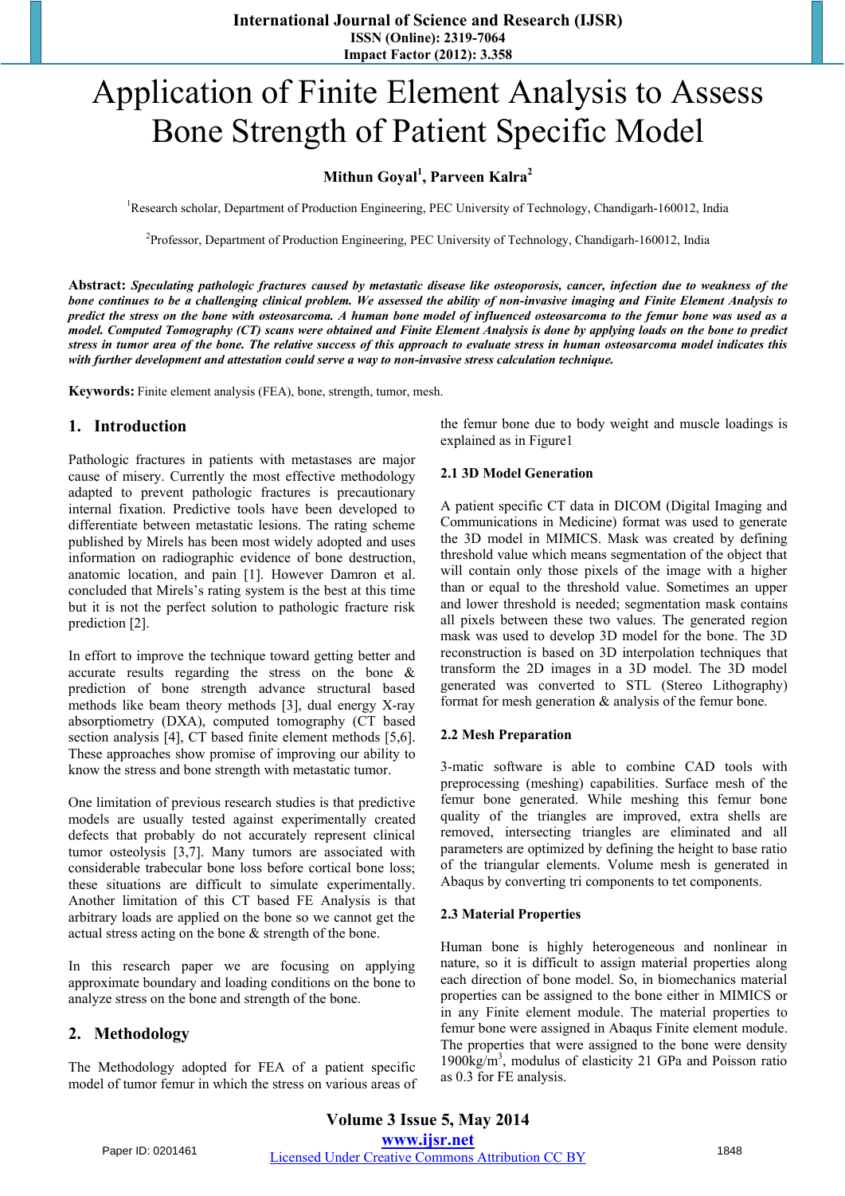# Application of Finite Element Analysis to Assess Bone Strength of Patient Specific Model

**Mithun Goyal[1], Parveen Kalra[2]**

[1]Research scholar, Department of Production Engineering, PEC University of Technology, Chandigarh-160012, India

[2]Professor, Department of Production Engineering, PEC University of Technology, Chandigarh-160012, India

**Abstract:** ***Speculating pathologic fractures caused by metastatic disease like osteoporosis, cancer, infection due to weakness of the bone continues to be a challenging clinical problem. We assessed the ability of non-invasive imaging and Finite Element Analysis to predict the stress on the bone with osteosarcoma. A human bone model of influenced osteosarcoma to the femur bone was used as a model. Computed Tomography (CT) scans were obtained and Finite Element Analysis is done by applying loads on the bone to predict stress in tumor area of the bone. The relative success of this approach to evaluate stress in human osteosarcoma model indicates this with further development and attestation could serve a way to non-invasive stress calculation technique.***

**Keywords:** Finite element analysis (FEA), bone, strength, tumor, mesh.

## 1. Introduction

Pathologic fractures in patients with metastases are major cause of misery. Currently the most effective methodology adapted to prevent pathologic fractures is precautionary internal fixation. Predictive tools have been developed to differentiate between metastatic lesions. The rating scheme published by Mirels has been most widely adopted and uses information on radiographic evidence of bone destruction, anatomic location, and pain [1]. However Damron et al. concluded that Mirels's rating system is the best at this time but it is not the perfect solution to pathologic fracture risk prediction [2].

In effort to improve the technique toward getting better and accurate results regarding the stress on the bone & prediction of bone strength advance structural based methods like beam theory methods [3], dual energy X-ray absorptiometry (DXA), computed tomography (CT based section analysis [4], CT based finite element methods [5,6]. These approaches show promise of improving our ability to know the stress and bone strength with metastatic tumor.

One limitation of previous research studies is that predictive models are usually tested against experimentally created defects that probably do not accurately represent clinical tumor osteolysis [3,7]. Many tumors are associated with considerable trabecular bone loss before cortical bone loss; these situations are difficult to simulate experimentally. Another limitation of this CT based FE Analysis is that arbitrary loads are applied on the bone so we cannot get the actual stress acting on the bone & strength of the bone.

In this research paper we are focusing on applying approximate boundary and loading conditions on the bone to analyze stress on the bone and strength of the bone.

## 2. Methodology

The Methodology adopted for FEA of a patient specific model of tumor femur in which the stress on various areas of the femur bone due to body weight and muscle loadings is explained as in Figure1

### 2.1 3D Model Generation

A patient specific CT data in DICOM (Digital Imaging and Communications in Medicine) format was used to generate the 3D model in MIMICS. Mask was created by defining threshold value which means segmentation of the object that will contain only those pixels of the image with a higher than or equal to the threshold value. Sometimes an upper and lower threshold is needed; segmentation mask contains all pixels between these two values. The generated region mask was used to develop 3D model for the bone. The 3D reconstruction is based on 3D interpolation techniques that transform the 2D images in a 3D model. The 3D model generated was converted to STL (Stereo Lithography) format for mesh generation & analysis of the femur bone.

### 2.2 Mesh Preparation

3-matic software is able to combine CAD tools with preprocessing (meshing) capabilities. Surface mesh of the femur bone generated. While meshing this femur bone quality of the triangles are improved, extra shells are removed, intersecting triangles are eliminated and all parameters are optimized by defining the height to base ratio of the triangular elements. Volume mesh is generated in Abaqus by converting tri components to tet components.

### 2.3 Material Properties

Human bone is highly heterogeneous and nonlinear in nature, so it is difficult to assign material properties along each direction of bone model. So, in biomechanics material properties can be assigned to the bone either in MIMICS or in any Finite element module. The material properties to femur bone were assigned in Abaqus Finite element module. The properties that were assigned to the bone were density $1900 kg/m^3$, modulus of elasticity 21 GPa and Poisson ratio as 0.3 for FE analysis.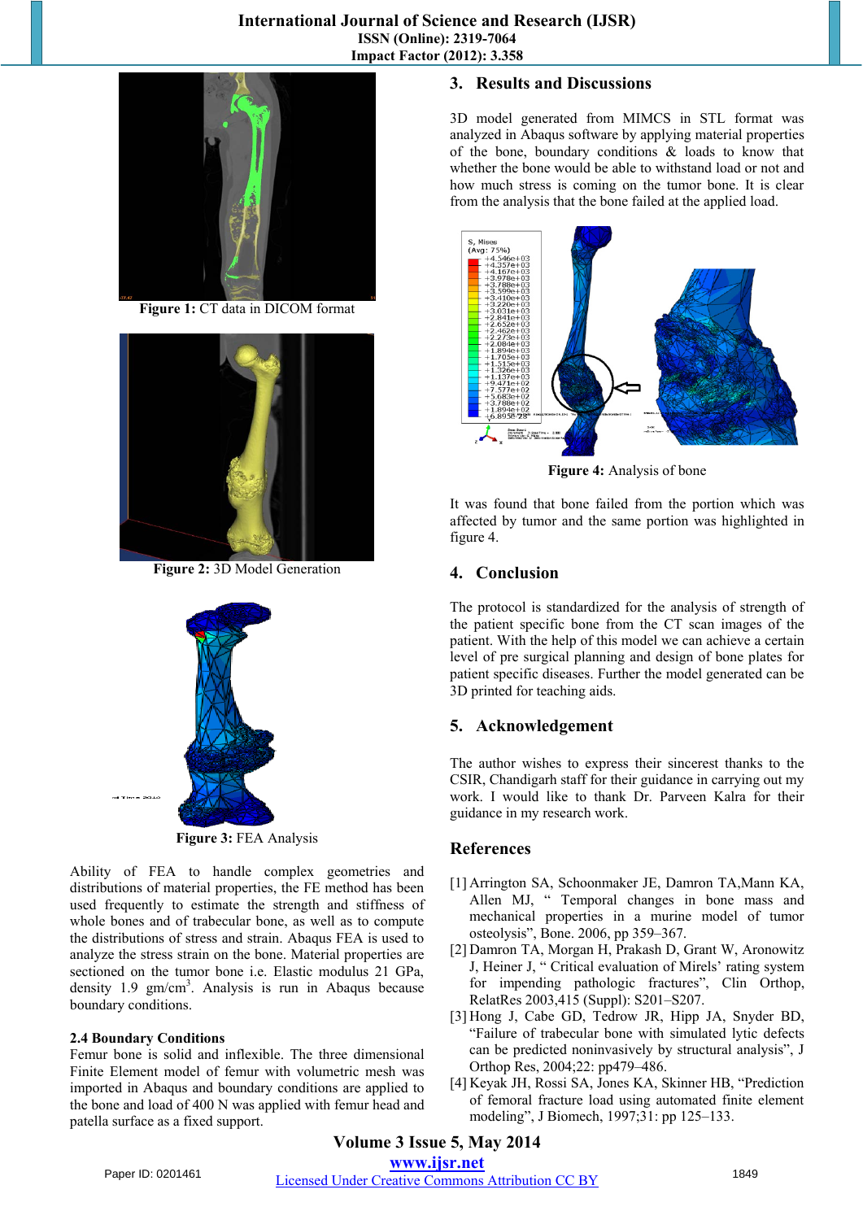Figure 1: CT data in DICOM format

Figure 2: 3D Model Generation

Figure 3: FEA Analysis

Ability of FEA to handle complex geometries and distributions of material properties, the FE method has been used frequently to estimate the strength and stiffness of whole bones and of trabecular bone, as well as to compute the distributions of stress and strain. Abaqus FEA is used to analyze the stress strain on the bone. Material properties are sectioned on the tumor bone i.e. Elastic modulus 21 GPa, density 1.9 gm/cm$^3$. Analysis is run in Abaqus because boundary conditions.

### 2.4 Boundary Conditions

Femur bone is solid and inflexible. The three dimensional Finite Element model of femur with volumetric mesh was imported in Abaqus and boundary conditions are applied to the bone and load of 400 N was applied with femur head and patella surface as a fixed support.

## 3. Results and Discussions

3D model generated from MIMCS in STL format was analyzed in Abaqus software by applying material properties of the bone, boundary conditions & loads to know that whether the bone would be able to withstand load or not and how much stress is coming on the tumor bone. It is clear from the analysis that the bone failed at the applied load.

Figure 4: Analysis of bone

It was found that bone failed from the portion which was affected by tumor and the same portion was highlighted in figure 4.

## 4. Conclusion

The protocol is standardized for the analysis of strength of the patient specific bone from the CT scan images of the patient. With the help of this model we can achieve a certain level of pre surgical planning and design of bone plates for patient specific diseases. Further the model generated can be 3D printed for teaching aids.

## 5. Acknowledgement

The author wishes to express their sincerest thanks to the CSIR, Chandigarh staff for their guidance in carrying out my work. I would like to thank Dr. Parveen Kalra for their guidance in my research work.

## References

[1] Arrington SA, Schoonmaker JE, Damron TA,Mann KA, Allen MJ, " Temporal changes in bone mass and mechanical properties in a murine model of tumor osteolysis", Bone. 2006, pp 359–367.

[2] Damron TA, Morgan H, Prakash D, Grant W, Aronowitz J, Heiner J, " Critical evaluation of Mirels' rating system for impending pathologic fractures", Clin Orthop, RelatRes 2003,415 (Suppl): S201–S207.

[3] Hong J, Cabe GD, Tedrow JR, Hipp JA, Snyder BD, "Failure of trabecular bone with simulated lytic defects can be predicted noninvasively by structural analysis", J Orthop Res, 2004;22: pp479–486.

[4] Keyak JH, Rossi SA, Jones KA, Skinner HB, "Prediction of femoral fracture load using automated finite element modeling", J Biomech, 1997;31: pp 125–133.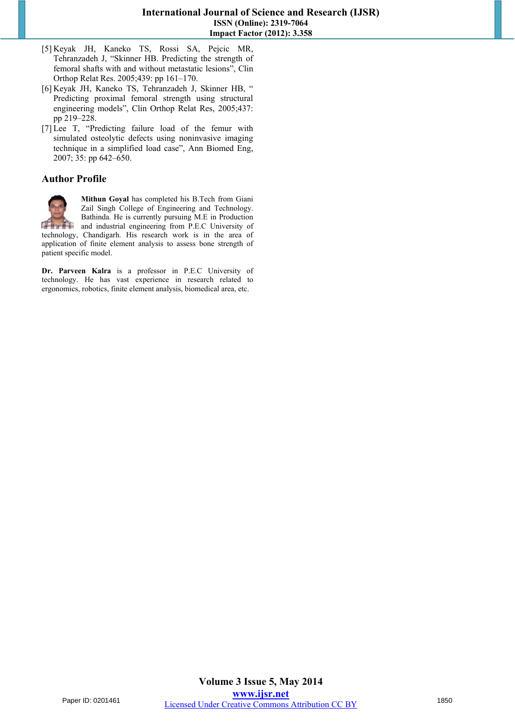[5] Keyak JH, Kaneko TS, Rossi SA, Pejcic MR, Tehranzadeh J, "Skinner HB. Predicting the strength of femoral shafts with and without metastatic lesions", Clin Orthop Relat Res. 2005;439: pp 161–170.

[6] Keyak JH, Kaneko TS, Tehranzadeh J, Skinner HB, " Predicting proximal femoral strength using structural engineering models", Clin Orthop Relat Res, 2005;437: pp 219–228.

[7] Lee T, "Predicting failure load of the femur with simulated osteolytic defects using noninvasive imaging technique in a simplified load case", Ann Biomed Eng, 2007; 35: pp 642–650.

## Author Profile

**Mithun Goyal** has completed his B.Tech from Giani Zail Singh College of Engineering and Technology. Bathinda. He is currently pursuing M.E in Production and industrial engineering from P.E.C University of technology, Chandigarh. His research work is in the area of application of finite element analysis to assess bone strength of patient specific model.

**Dr. Parveen Kalra** is a professor in P.E.C University of technology. He has vast experience in research related to ergonomics, robotics, finite element analysis, biomedical area, etc.